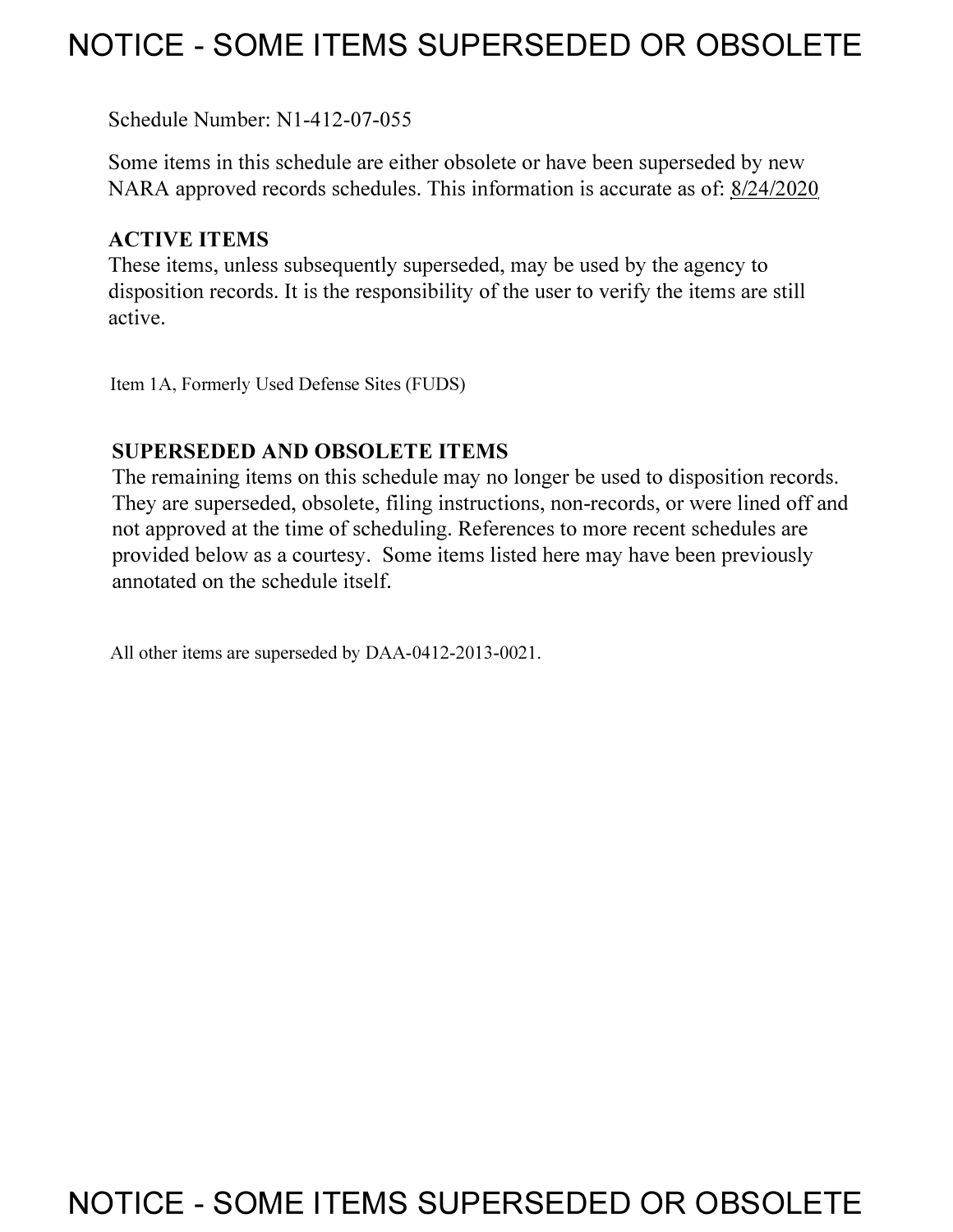# NOTICE - SOME ITEMS SUPERSEDED OR OBSOLETE

Schedule Number: N1-412-07-055

Some items in this schedule are either obsolete or have been superseded by new NARA approved records schedules. This information is accurate as of: 8/24/2020

**ACTIVE ITEMS**
These items, unless subsequently superseded, may be used by the agency to disposition records. It is the responsibility of the user to verify the items are still active.

Item 1A, Formerly Used Defense Sites (FUDS)

**SUPERSEDED AND OBSOLETE ITEMS**
The remaining items on this schedule may no longer be used to disposition records. They are superseded, obsolete, filing instructions, non-records, or were lined off and not approved at the time of scheduling. References to more recent schedules are provided below as a courtesy. Some items listed here may have been previously annotated on the schedule itself.

All other items are superseded by DAA-0412-2013-0021.

# NOTICE - SOME ITEMS SUPERSEDED OR OBSOLETE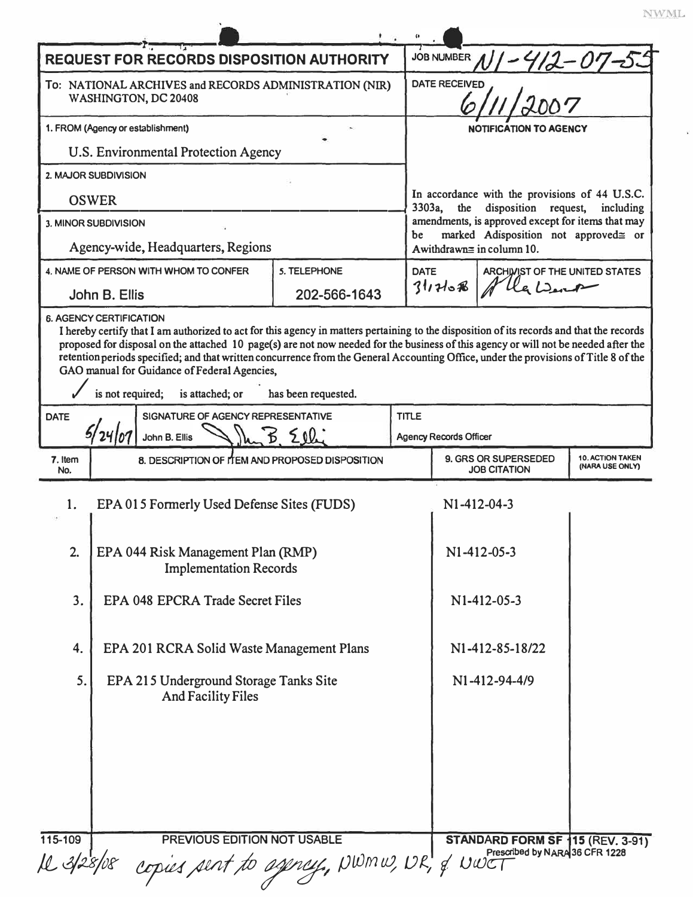NWML

# REQUEST FOR RECORDS DISPOSITION AUTHORITY

| | |
|---|---|
| **JOB NUMBER** | N1-412-07-55 |
| **DATE RECEIVED** | 6/11/2007 |

To: NATIONAL ARCHIVES and RECORDS ADMINISTRATION (NIR) WASHINGTON, DC 20408

**1. FROM (Agency or establishment)**

U.S. Environmental Protection Agency

**2. MAJOR SUBDIVISION**

OSWER

**3. MINOR SUBDIVISION**

Agency-wide, Headquarters, Regions

**4. NAME OF PERSON WITH WHOM TO CONFER**

John B. Ellis

**5. TELEPHONE**

202-566-1643

**NOTIFICATION TO AGENCY**

In accordance with the provisions of 44 U.S.C. 3303a, the disposition request, including amendments, is approved except for items that may be marked Adisposition not approved≅ or Awithdrawn≅ in column 10.

| DATE | ARCHIVIST OF THE UNITED STATES |
|---|---|
| 3/17/08 | Allen Weinstein |

**6. AGENCY CERTIFICATION**

I hereby certify that I am authorized to act for this agency in matters pertaining to the disposition of its records and that the records proposed for disposal on the attached 10 page(s) are not now needed for the business of this agency or will not be needed after the retention periods specified; and that written concurrence from the General Accounting Office, under the provisions of Title 8 of the GAO manual for Guidance of Federal Agencies,

✓ is not required; is attached; or has been requested.

| DATE | SIGNATURE OF AGENCY REPRESENTATIVE | TITLE |
|---|---|---|
| 5/24/07 | John B. Ellis *John B. Ellis* | Agency Records Officer |

| 7. Item No. | 8. DESCRIPTION OF ITEM AND PROPOSED DISPOSITION | 9. GRS OR SUPERSEDED JOB CITATION | 10. ACTION TAKEN (NARA USE ONLY) |
|---|---|---|---|
| 1. | EPA 015 Formerly Used Defense Sites (FUDS) | N1-412-04-3 | |
| 2. | EPA 044 Risk Management Plan (RMP) Implementation Records | N1-412-05-3 | |
| 3. | EPA 048 EPCRA Trade Secret Files | N1-412-05-3 | |
| 4. | EPA 201 RCRA Solid Waste Management Plans | N1-412-85-18/22 | |
| 5. | EPA 215 Underground Storage Tanks Site And Facility Files | N1-412-94-4/9 | |

115-109 PREVIOUS EDITION NOT USABLE

**STANDARD FORM SF 115 (REV. 3-91)**
Prescribed by NARA 36 CFR 1228

*ll 3/28/08 copies sent to agency, NWMW, NR, & NWCT*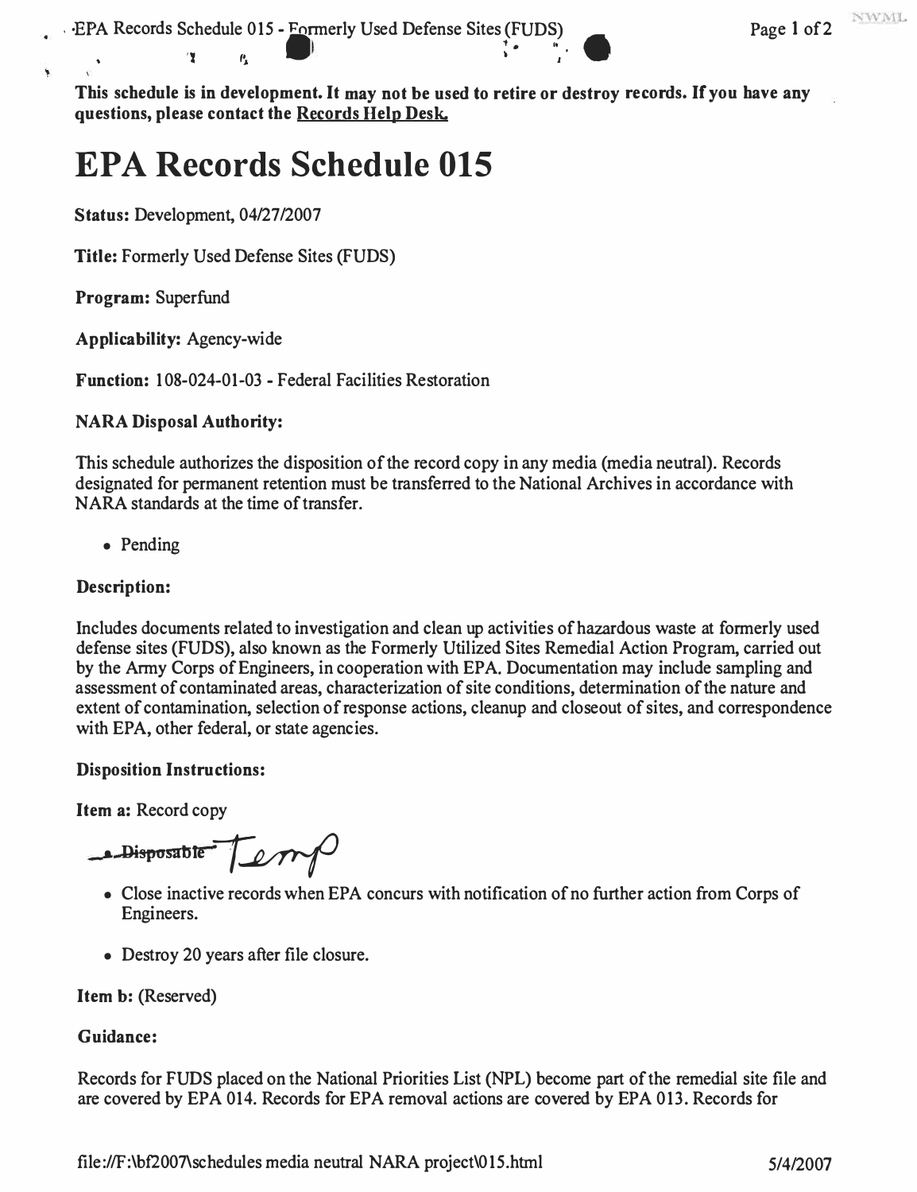**This schedule is in development. It may not be used to retire or destroy records. If you have any questions, please contact the Records Help Desk.**

# EPA Records Schedule 015

**Status:** Development, 04/27/2007

**Title:** Formerly Used Defense Sites (FUDS)

**Program:** Superfund

**Applicability:** Agency-wide

**Function:** 108-024-01-03 - Federal Facilities Restoration

**NARA Disposal Authority:**

This schedule authorizes the disposition of the record copy in any media (media neutral). Records designated for permanent retention must be transferred to the National Archives in accordance with NARA standards at the time of transfer.

- Pending

**Description:**

Includes documents related to investigation and clean up activities of hazardous waste at formerly used defense sites (FUDS), also known as the Formerly Utilized Sites Remedial Action Program, carried out by the Army Corps of Engineers, in cooperation with EPA. Documentation may include sampling and assessment of contaminated areas, characterization of site conditions, determination of the nature and extent of contamination, selection of response actions, cleanup and closeout of sites, and correspondence with EPA, other federal, or state agencies.

**Disposition Instructions:**

**Item a:** Record copy

- ~~Disposable~~ Temp
- Close inactive records when EPA concurs with notification of no further action from Corps of Engineers.
- Destroy 20 years after file closure.

**Item b:** (Reserved)

**Guidance:**

Records for FUDS placed on the National Priorities List (NPL) become part of the remedial site file and are covered by EPA 014. Records for EPA removal actions are covered by EPA 013. Records for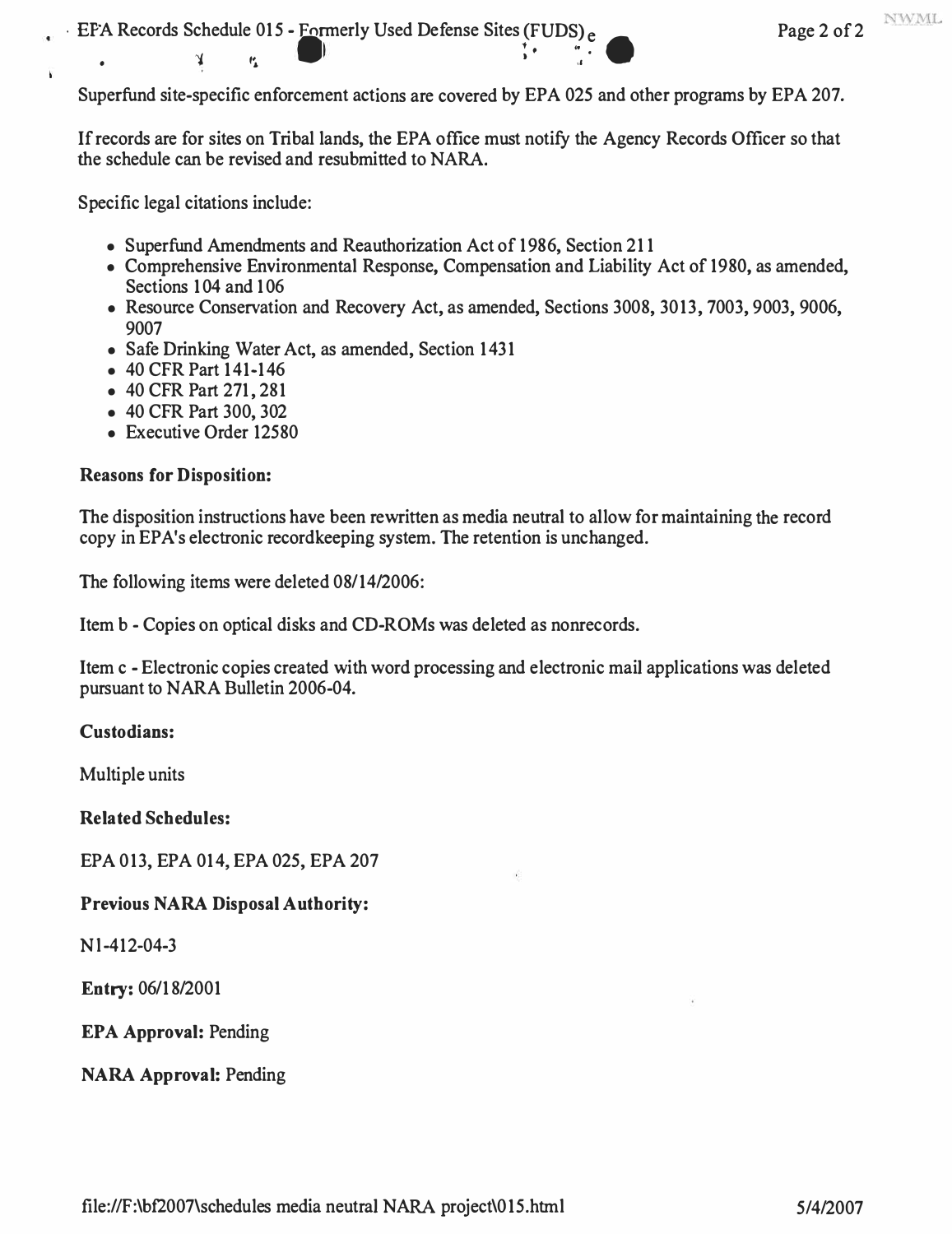Superfund site-specific enforcement actions are covered by EPA 025 and other programs by EPA 207.

If records are for sites on Tribal lands, the EPA office must notify the Agency Records Officer so that the schedule can be revised and resubmitted to NARA.

Specific legal citations include:

- Superfund Amendments and Reauthorization Act of 1986, Section 211
- Comprehensive Environmental Response, Compensation and Liability Act of 1980, as amended, Sections 104 and 106
- Resource Conservation and Recovery Act, as amended, Sections 3008, 3013, 7003, 9003, 9006, 9007
- Safe Drinking Water Act, as amended, Section 1431
- 40 CFR Part 141-146
- 40 CFR Part 271, 281
- 40 CFR Part 300, 302
- Executive Order 12580

**Reasons for Disposition:**

The disposition instructions have been rewritten as media neutral to allow for maintaining the record copy in EPA's electronic recordkeeping system. The retention is unchanged.

The following items were deleted 08/14/2006:

Item b - Copies on optical disks and CD-ROMs was deleted as nonrecords.

Item c - Electronic copies created with word processing and electronic mail applications was deleted pursuant to NARA Bulletin 2006-04.

**Custodians:**

Multiple units

**Related Schedules:**

EPA 013, EPA 014, EPA 025, EPA 207

**Previous NARA Disposal Authority:**

N1-412-04-3

**Entry:** 06/18/2001

**EPA Approval:** Pending

**NARA Approval:** Pending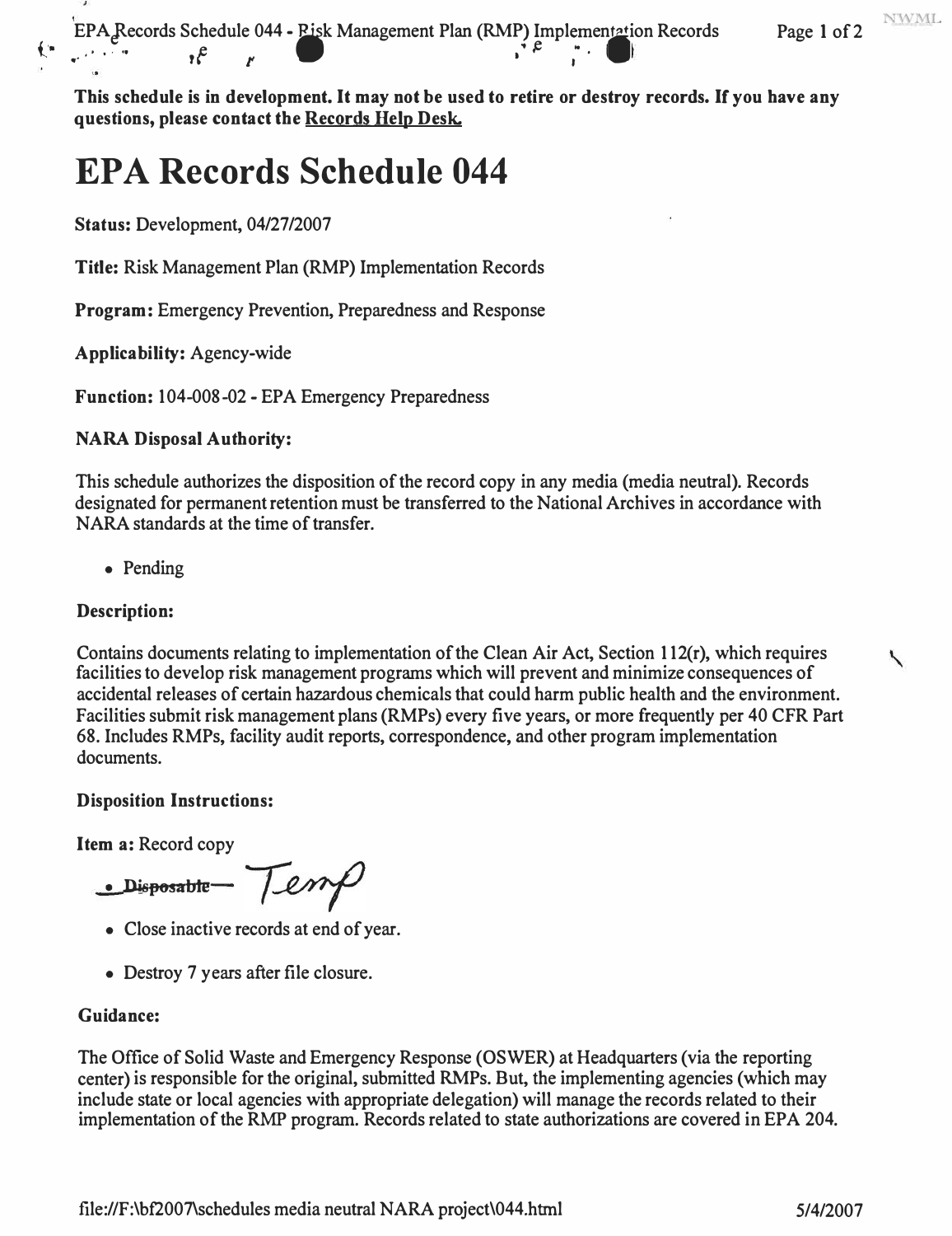This schedule is in development. It may not be used to retire or destroy records. If you have any questions, please contact the Records Help Desk.

# EPA Records Schedule 044

**Status:** Development, 04/27/2007

**Title:** Risk Management Plan (RMP) Implementation Records

**Program:** Emergency Prevention, Preparedness and Response

**Applicability:** Agency-wide

**Function:** 104-008-02 - EPA Emergency Preparedness

**NARA Disposal Authority:**

This schedule authorizes the disposition of the record copy in any media (media neutral). Records designated for permanent retention must be transferred to the National Archives in accordance with NARA standards at the time of transfer.

- Pending

**Description:**

Contains documents relating to implementation of the Clean Air Act, Section 112(r), which requires facilities to develop risk management programs which will prevent and minimize consequences of accidental releases of certain hazardous chemicals that could harm public health and the environment. Facilities submit risk management plans (RMPs) every five years, or more frequently per 40 CFR Part 68. Includes RMPs, facility audit reports, correspondence, and other program implementation documents.

**Disposition Instructions:**

**Item a:** Record copy

- ~~Disposable~~ Temp
- Close inactive records at end of year.
- Destroy 7 years after file closure.

**Guidance:**

The Office of Solid Waste and Emergency Response (OSWER) at Headquarters (via the reporting center) is responsible for the original, submitted RMPs. But, the implementing agencies (which may include state or local agencies with appropriate delegation) will manage the records related to their implementation of the RMP program. Records related to state authorizations are covered in EPA 204.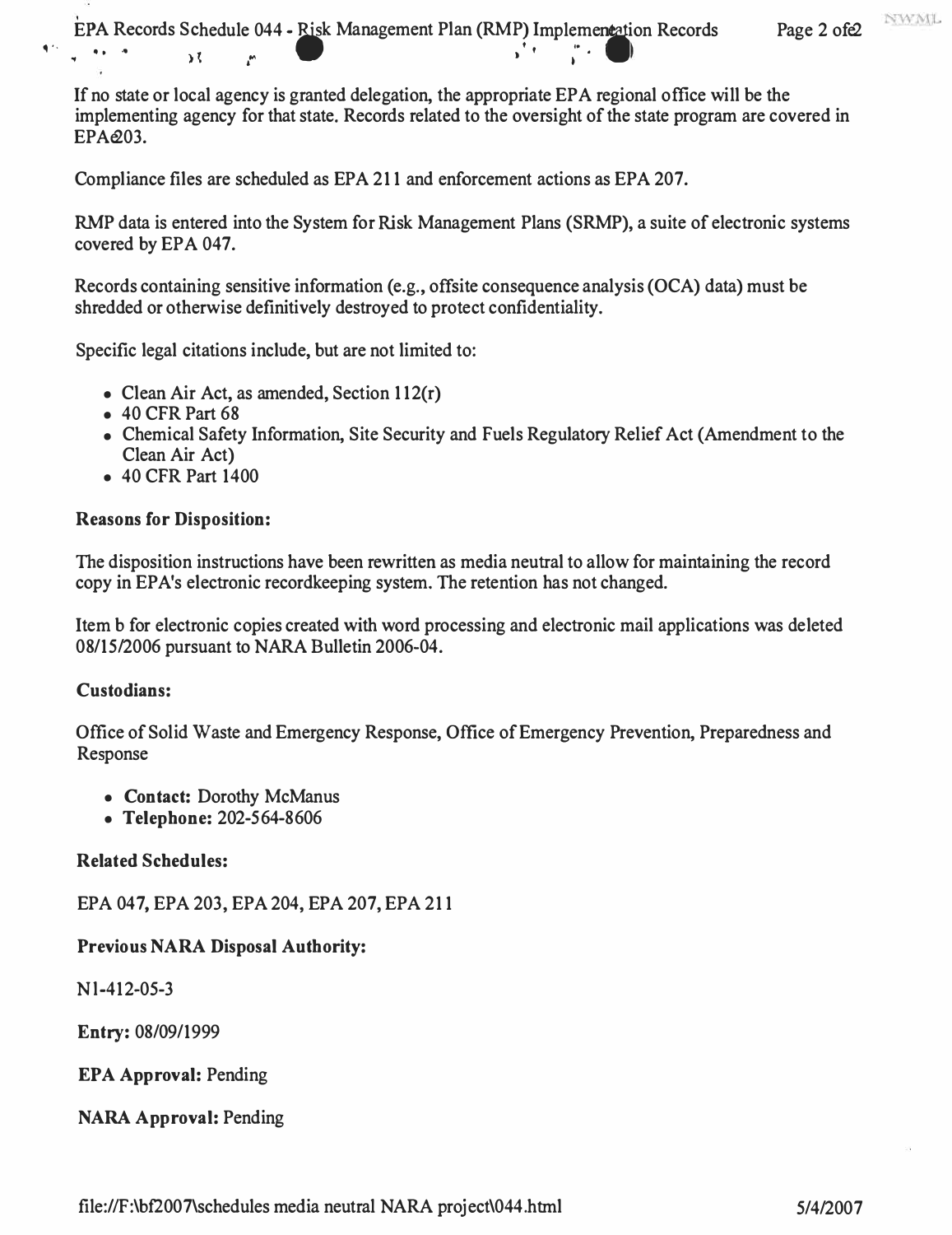If no state or local agency is granted delegation, the appropriate EPA regional office will be the implementing agency for that state. Records related to the oversight of the state program are covered in EPA 203.

Compliance files are scheduled as EPA 211 and enforcement actions as EPA 207.

RMP data is entered into the System for Risk Management Plans (SRMP), a suite of electronic systems covered by EPA 047.

Records containing sensitive information (e.g., offsite consequence analysis (OCA) data) must be shredded or otherwise definitively destroyed to protect confidentiality.

Specific legal citations include, but are not limited to:

- Clean Air Act, as amended, Section 112(r)
- 40 CFR Part 68
- Chemical Safety Information, Site Security and Fuels Regulatory Relief Act (Amendment to the Clean Air Act)
- 40 CFR Part 1400

**Reasons for Disposition:**

The disposition instructions have been rewritten as media neutral to allow for maintaining the record copy in EPA's electronic recordkeeping system. The retention has not changed.

Item b for electronic copies created with word processing and electronic mail applications was deleted 08/15/2006 pursuant to NARA Bulletin 2006-04.

**Custodians:**

Office of Solid Waste and Emergency Response, Office of Emergency Prevention, Preparedness and Response

- **Contact:** Dorothy McManus
- **Telephone:** 202-564-8606

**Related Schedules:**

EPA 047, EPA 203, EPA 204, EPA 207, EPA 211

**Previous NARA Disposal Authority:**

N1-412-05-3

**Entry:** 08/09/1999

**EPA Approval:** Pending

**NARA Approval:** Pending

file://F:\bf2007\schedules media neutral NARA project\044.html 5/4/2007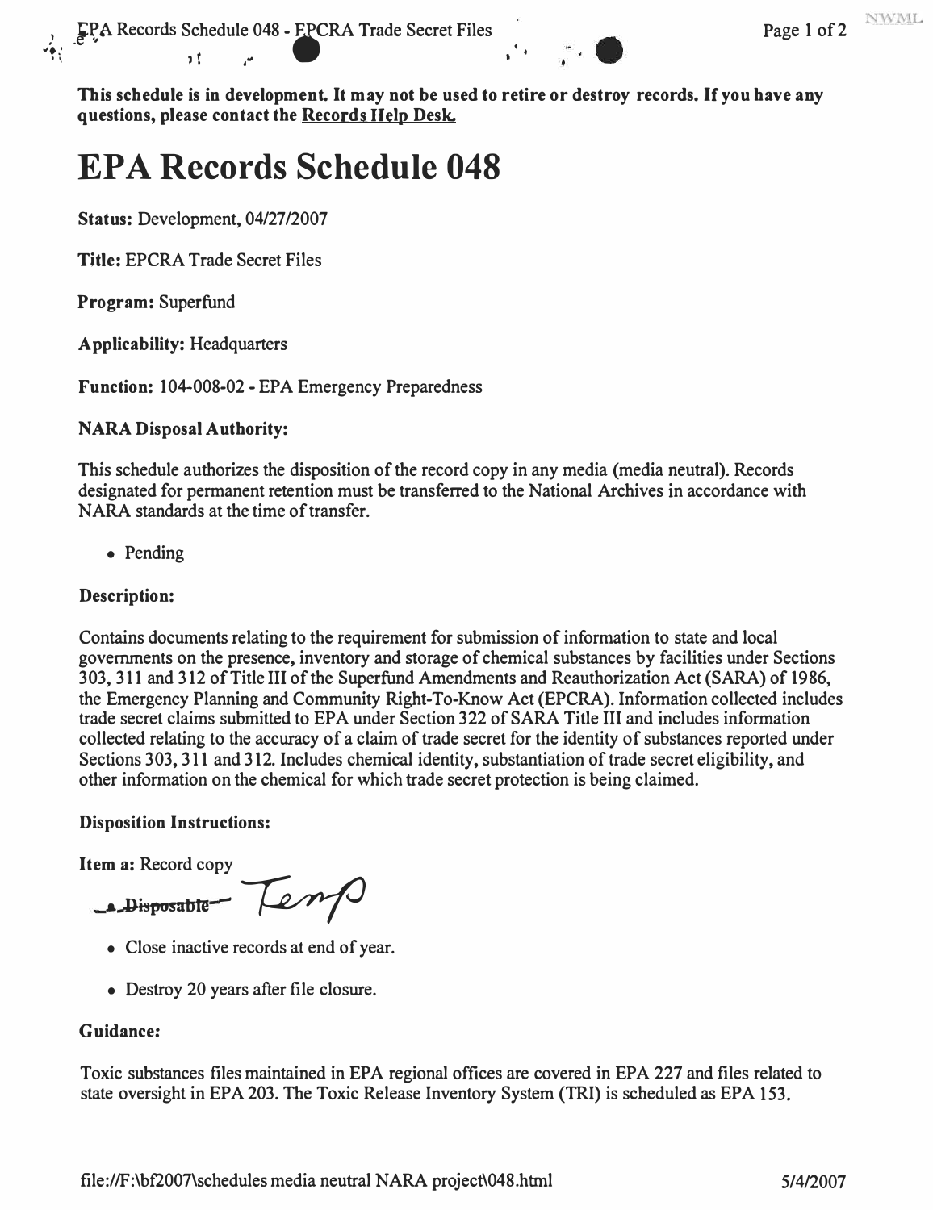This schedule is in development. It may not be used to retire or destroy records. If you have any questions, please contact the Records Help Desk.

# EPA Records Schedule 048

**Status:** Development, 04/27/2007

**Title:** EPCRA Trade Secret Files

**Program:** Superfund

**Applicability:** Headquarters

**Function:** 104-008-02 - EPA Emergency Preparedness

**NARA Disposal Authority:**

This schedule authorizes the disposition of the record copy in any media (media neutral). Records designated for permanent retention must be transferred to the National Archives in accordance with NARA standards at the time of transfer.

- Pending

**Description:**

Contains documents relating to the requirement for submission of information to state and local governments on the presence, inventory and storage of chemical substances by facilities under Sections 303, 311 and 312 of Title III of the Superfund Amendments and Reauthorization Act (SARA) of 1986, the Emergency Planning and Community Right-To-Know Act (EPCRA). Information collected includes trade secret claims submitted to EPA under Section 322 of SARA Title III and includes information collected relating to the accuracy of a claim of trade secret for the identity of substances reported under Sections 303, 311 and 312. Includes chemical identity, substantiation of trade secret eligibility, and other information on the chemical for which trade secret protection is being claimed.

**Disposition Instructions:**

**Item a:** Record copy

- ~~Disposable~~ Temp
- Close inactive records at end of year.
- Destroy 20 years after file closure.

**Guidance:**

Toxic substances files maintained in EPA regional offices are covered in EPA 227 and files related to state oversight in EPA 203. The Toxic Release Inventory System (TRI) is scheduled as EPA 153.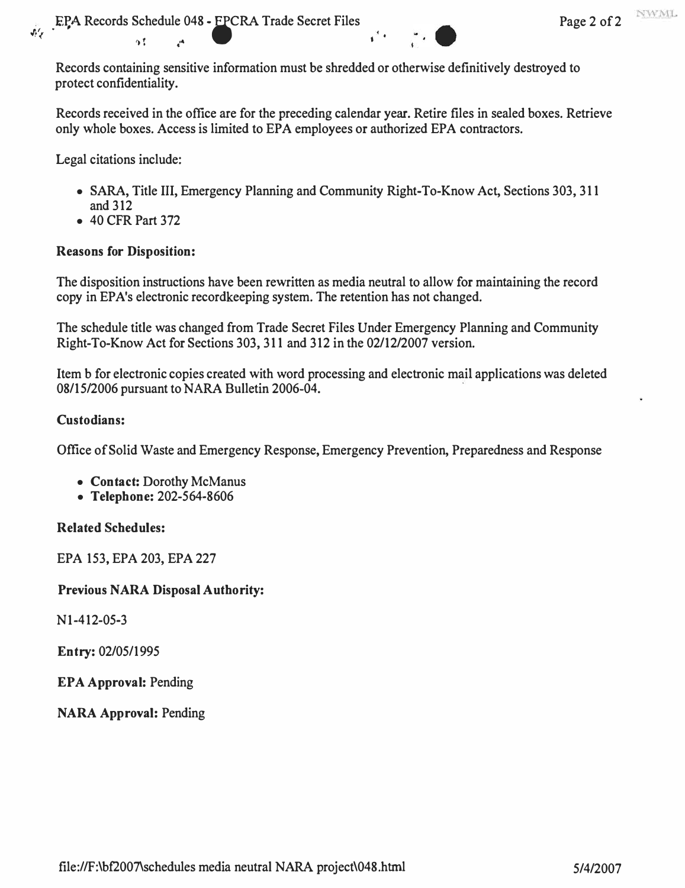Records containing sensitive information must be shredded or otherwise definitively destroyed to protect confidentiality.

Records received in the office are for the preceding calendar year. Retire files in sealed boxes. Retrieve only whole boxes. Access is limited to EPA employees or authorized EPA contractors.

Legal citations include:

- SARA, Title III, Emergency Planning and Community Right-To-Know Act, Sections 303, 311 and 312
- 40 CFR Part 372

**Reasons for Disposition:**

The disposition instructions have been rewritten as media neutral to allow for maintaining the record copy in EPA's electronic recordkeeping system. The retention has not changed.

The schedule title was changed from Trade Secret Files Under Emergency Planning and Community Right-To-Know Act for Sections 303, 311 and 312 in the 02/12/2007 version.

Item b for electronic copies created with word processing and electronic mail applications was deleted 08/15/2006 pursuant to NARA Bulletin 2006-04.

**Custodians:**

Office of Solid Waste and Emergency Response, Emergency Prevention, Preparedness and Response

- **Contact:** Dorothy McManus
- **Telephone:** 202-564-8606

**Related Schedules:**

EPA 153, EPA 203, EPA 227

**Previous NARA Disposal Authority:**

N1-412-05-3

**Entry:** 02/05/1995

**EPA Approval:** Pending

**NARA Approval:** Pending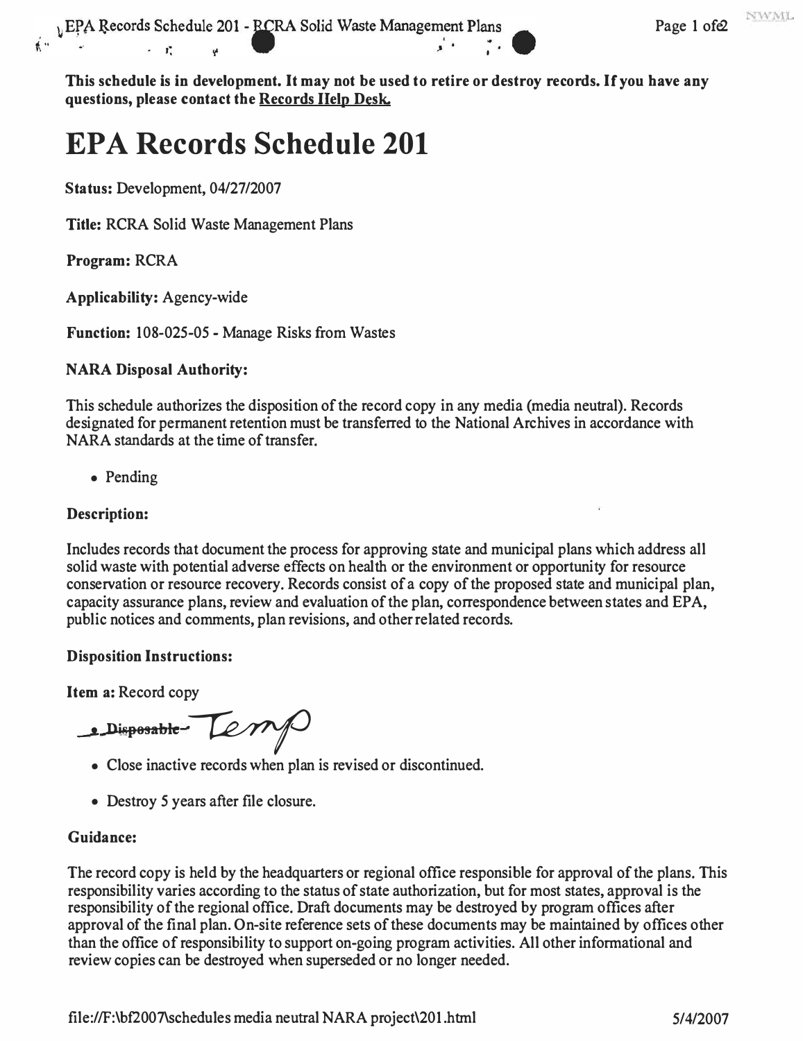This schedule is in development. It may not be used to retire or destroy records. If you have any questions, please contact the Records Help Desk.

# EPA Records Schedule 201

**Status:** Development, 04/27/2007

**Title:** RCRA Solid Waste Management Plans

**Program:** RCRA

**Applicability:** Agency-wide

**Function:** 108-025-05 - Manage Risks from Wastes

**NARA Disposal Authority:**

This schedule authorizes the disposition of the record copy in any media (media neutral). Records designated for permanent retention must be transferred to the National Archives in accordance with NARA standards at the time of transfer.

- Pending

**Description:**

Includes records that document the process for approving state and municipal plans which address all solid waste with potential adverse effects on health or the environment or opportunity for resource conservation or resource recovery. Records consist of a copy of the proposed state and municipal plan, capacity assurance plans, review and evaluation of the plan, correspondence between states and EPA, public notices and comments, plan revisions, and other related records.

**Disposition Instructions:**

**Item a:** Record copy

- ~~Disposable~~ Temp
- Close inactive records when plan is revised or discontinued.
- Destroy 5 years after file closure.

**Guidance:**

The record copy is held by the headquarters or regional office responsible for approval of the plans. This responsibility varies according to the status of state authorization, but for most states, approval is the responsibility of the regional office. Draft documents may be destroyed by program offices after approval of the final plan. On-site reference sets of these documents may be maintained by offices other than the office of responsibility to support on-going program activities. All other informational and review copies can be destroyed when superseded or no longer needed.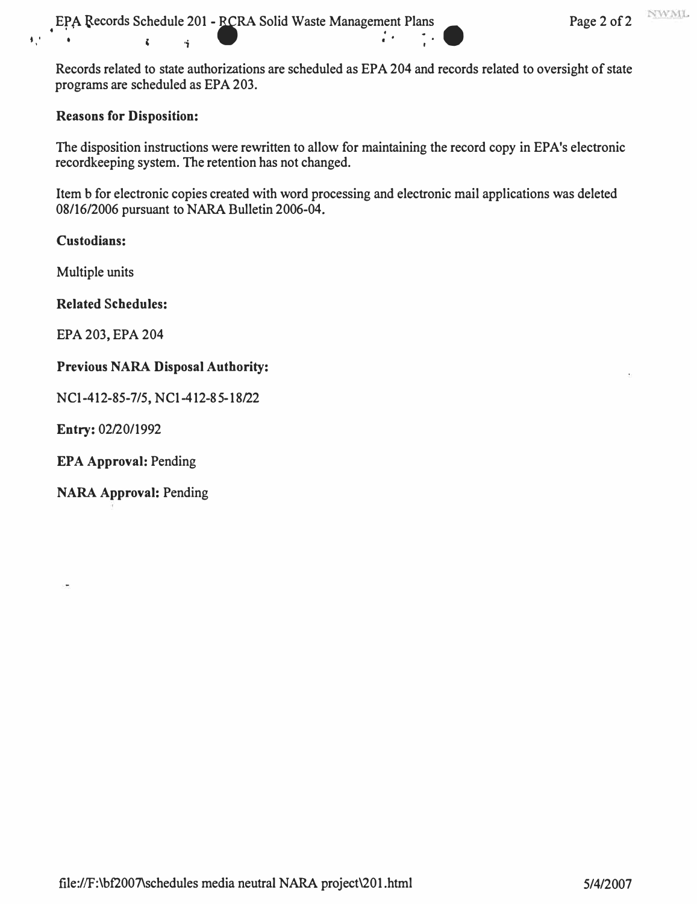Records related to state authorizations are scheduled as EPA 204 and records related to oversight of state programs are scheduled as EPA 203.

**Reasons for Disposition:**

The disposition instructions were rewritten to allow for maintaining the record copy in EPA's electronic recordkeeping system. The retention has not changed.

Item b for electronic copies created with word processing and electronic mail applications was deleted 08/16/2006 pursuant to NARA Bulletin 2006-04.

**Custodians:**

Multiple units

**Related Schedules:**

EPA 203, EPA 204

**Previous NARA Disposal Authority:**

NC1-412-85-7/5, NC1-412-85-18/22

**Entry:** 02/20/1992

**EPA Approval:** Pending

**NARA Approval:** Pending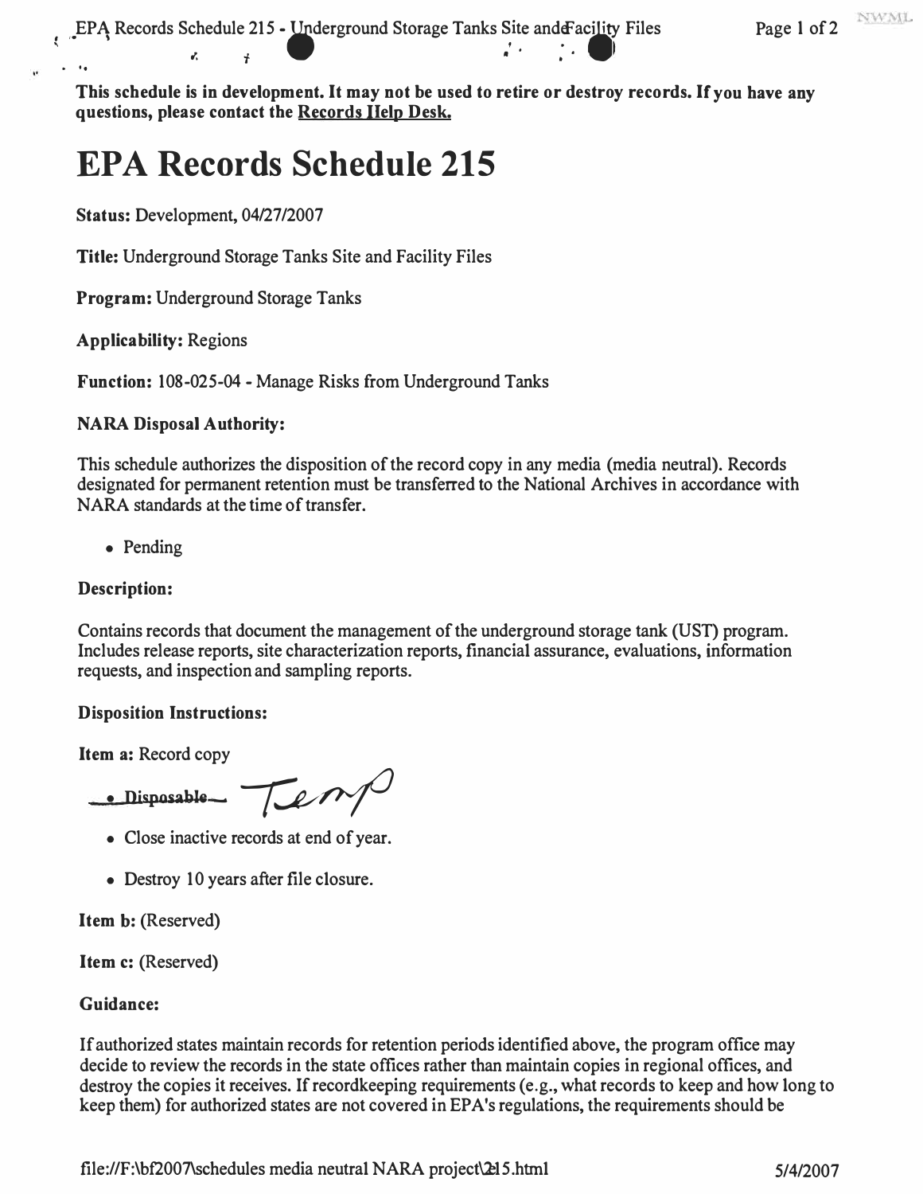This schedule is in development. It may not be used to retire or destroy records. If you have any questions, please contact the Records Help Desk.

# EPA Records Schedule 215

**Status:** Development, 04/27/2007

**Title:** Underground Storage Tanks Site and Facility Files

**Program:** Underground Storage Tanks

**Applicability:** Regions

**Function:** 108-025-04 - Manage Risks from Underground Tanks

**NARA Disposal Authority:**

This schedule authorizes the disposition of the record copy in any media (media neutral). Records designated for permanent retention must be transferred to the National Archives in accordance with NARA standards at the time of transfer.

- Pending

**Description:**

Contains records that document the management of the underground storage tank (UST) program. Includes release reports, site characterization reports, financial assurance, evaluations, information requests, and inspection and sampling reports.

**Disposition Instructions:**

**Item a:** Record copy

- ~~Disposable~~ Temp
- Close inactive records at end of year.
- Destroy 10 years after file closure.

**Item b:** (Reserved)

**Item c:** (Reserved)

**Guidance:**

If authorized states maintain records for retention periods identified above, the program office may decide to review the records in the state offices rather than maintain copies in regional offices, and destroy the copies it receives. If recordkeeping requirements (e.g., what records to keep and how long to keep them) for authorized states are not covered in EPA's regulations, the requirements should be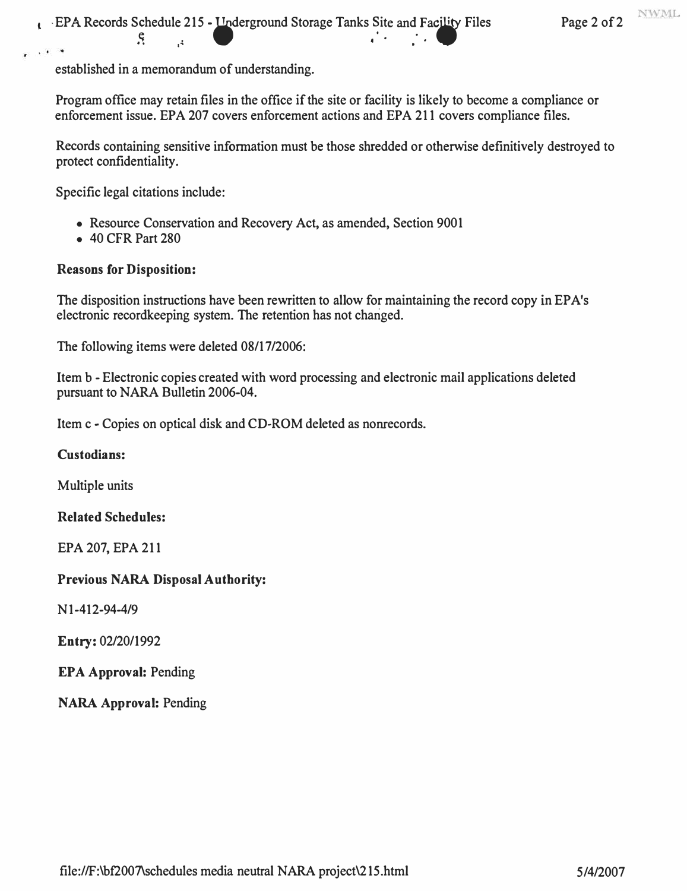established in a memorandum of understanding.

Program office may retain files in the office if the site or facility is likely to become a compliance or enforcement issue. EPA 207 covers enforcement actions and EPA 211 covers compliance files.

Records containing sensitive information must be those shredded or otherwise definitively destroyed to protect confidentiality.

Specific legal citations include:

- Resource Conservation and Recovery Act, as amended, Section 9001
- 40 CFR Part 280

**Reasons for Disposition:**

The disposition instructions have been rewritten to allow for maintaining the record copy in EPA's electronic recordkeeping system. The retention has not changed.

The following items were deleted 08/17/2006:

Item b - Electronic copies created with word processing and electronic mail applications deleted pursuant to NARA Bulletin 2006-04.

Item c - Copies on optical disk and CD-ROM deleted as nonrecords.

**Custodians:**

Multiple units

**Related Schedules:**

EPA 207, EPA 211

**Previous NARA Disposal Authority:**

N1-412-94-4/9

**Entry:** 02/20/1992

**EPA Approval:** Pending

**NARA Approval:** Pending